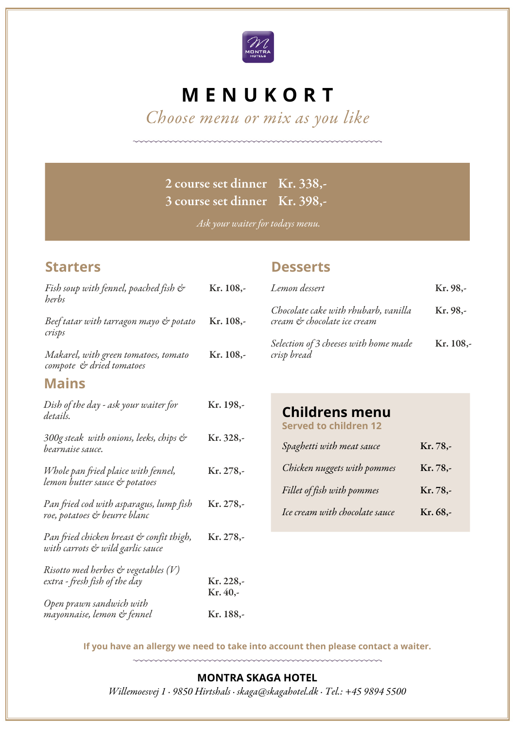# MENUKORT

*Choose menu or mix as you like*

**2 course set dinner Kr. 338,-**
**3 course set dinner Kr. 398,-**

*Ask your waiter for todays menu.*

## Starters

| Dish | Price |
|---|---|
| *Fish soup with fennel, poached fish & herbs* | Kr. 108,- |
| *Beef tatar with tarragon mayo & potato crisps* | Kr. 108,- |
| *Makarel, with green tomatoes, tomato compote & dried tomatoes* | Kr. 108,- |

## Mains

| Dish | Price |
|---|---|
| *Dish of the day - ask your waiter for details.* | Kr. 198,- |
| *300g steak with onions, leeks, chips & bearnaise sauce.* | Kr. 328,- |
| *Whole pan fried plaice with fennel, lemon butter sauce & potatoes* | Kr. 278,- |
| *Pan fried cod with asparagus, lump fish roe, potatoes & beurre blanc* | Kr. 278,- |
| *Pan fried chicken breast & confit thigh, with carrots & wild garlic sauce* | Kr. 278,- |
| *Risotto med herbes & vegetables (V)* | Kr. 228,- |
| *extra - fresh fish of the day* | Kr. 40,- |
| *Open prawn sandwich with mayonnaise, lemon & fennel* | Kr. 188,- |

## Desserts

| Dish | Price |
|---|---|
| *Lemon dessert* | Kr. 98,- |
| *Chocolate cake with rhubarb, vanilla cream & chocolate ice cream* | Kr. 98,- |
| *Selection of 3 cheeses with home made crisp bread* | Kr. 108,- |

## Childrens menu

Served to children 12

| Dish | Price |
|---|---|
| *Spaghetti with meat sauce* | Kr. 78,- |
| *Chicken nuggets with pommes* | Kr. 78,- |
| *Fillet of fish with pommes* | Kr. 78,- |
| *Ice cream with chocolate sauce* | Kr. 68,- |

**If you have an allergy we need to take into account then please contact a waiter.**

**MONTRA SKAGA HOTEL**

*Willemoesvej 1 · 9850 Hirtshals · skaga@skagahotel.dk · Tel.: +45 9894 5500*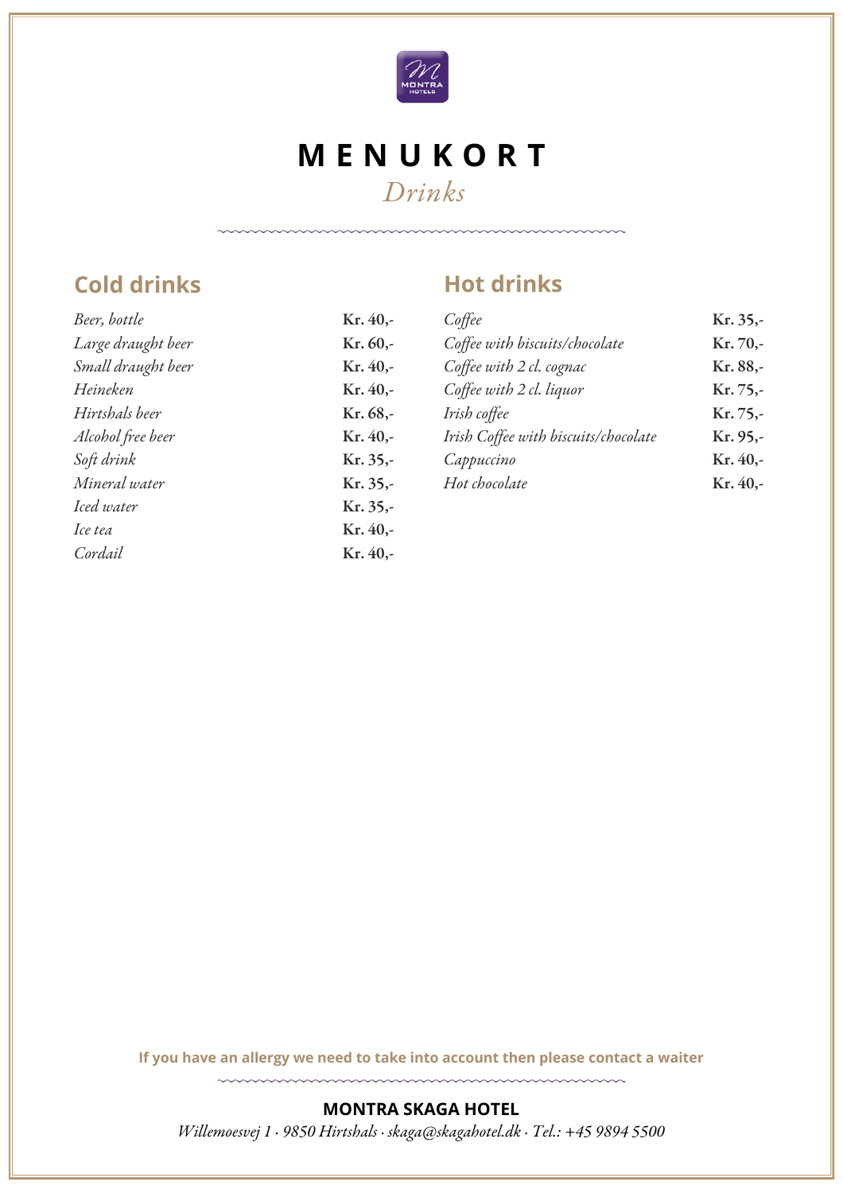# MENUKORT

*Drinks*

## Cold drinks

| | |
|---|---|
| *Beer, bottle* | **Kr. 40,-** |
| *Large draught beer* | **Kr. 60,-** |
| *Small draught beer* | **Kr. 40,-** |
| *Heineken* | **Kr. 40,-** |
| *Hirtshals beer* | **Kr. 68,-** |
| *Alcohol free beer* | **Kr. 40,-** |
| *Soft drink* | **Kr. 35,-** |
| *Mineral water* | **Kr. 35,-** |
| *Iced water* | **Kr. 35,-** |
| *Ice tea* | **Kr. 40,-** |
| *Cordail* | **Kr. 40,-** |

## Hot drinks

| | |
|---|---|
| *Coffee* | **Kr. 35,-** |
| *Coffee with biscuits/chocolate* | **Kr. 70,-** |
| *Coffee with 2 cl. cognac* | **Kr. 88,-** |
| *Coffee with 2 cl. liquor* | **Kr. 75,-** |
| *Irish coffee* | **Kr. 75,-** |
| *Irish Coffee with biscuits/chocolate* | **Kr. 95,-** |
| *Cappuccino* | **Kr. 40,-** |
| *Hot chocolate* | **Kr. 40,-** |

**If you have an allergy we need to take into account then please contact a waiter**

**MONTRA SKAGA HOTEL**

*Willemoesvej 1 · 9850 Hirtshals · skaga@skagahotel.dk · Tel.: +45 9894 5500*